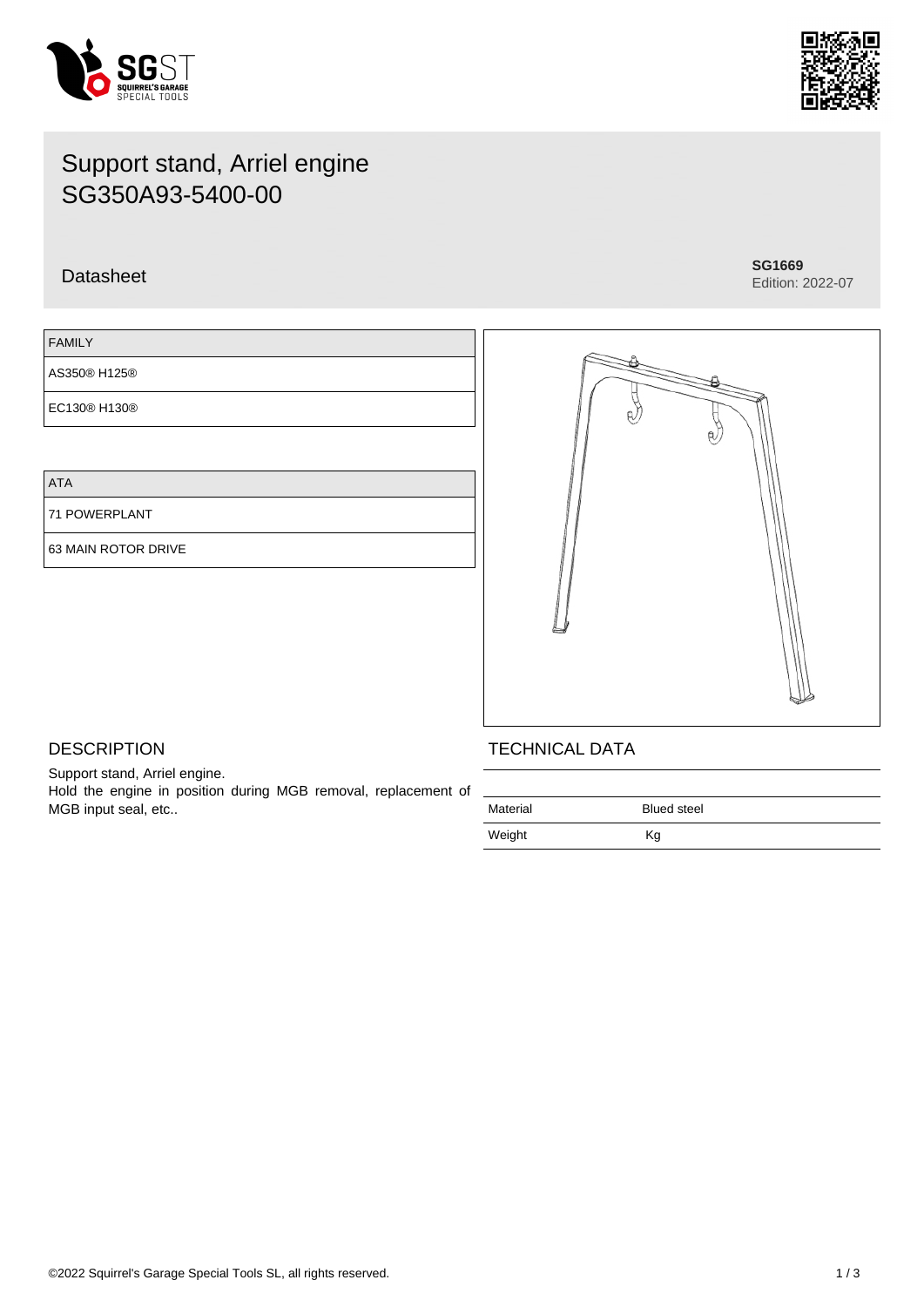# Support stand, Arriel engine
# SG350A93-5400-00

Datasheet

**SG1669**
Edition: 2022-07

| FAMILY |
| --- |
| AS350® H125® |
| EC130® H130® |

| ATA |
| --- |
| 71 POWERPLANT |
| 63 MAIN ROTOR DRIVE |

## DESCRIPTION

Support stand, Arriel engine.
Hold the engine in position during MGB removal, replacement of MGB input seal, etc..

## TECHNICAL DATA

| | |
| --- | --- |
| Material | Blued steel |
| Weight | Kg |

©2022 Squirrel's Garage Special Tools SL, all rights reserved.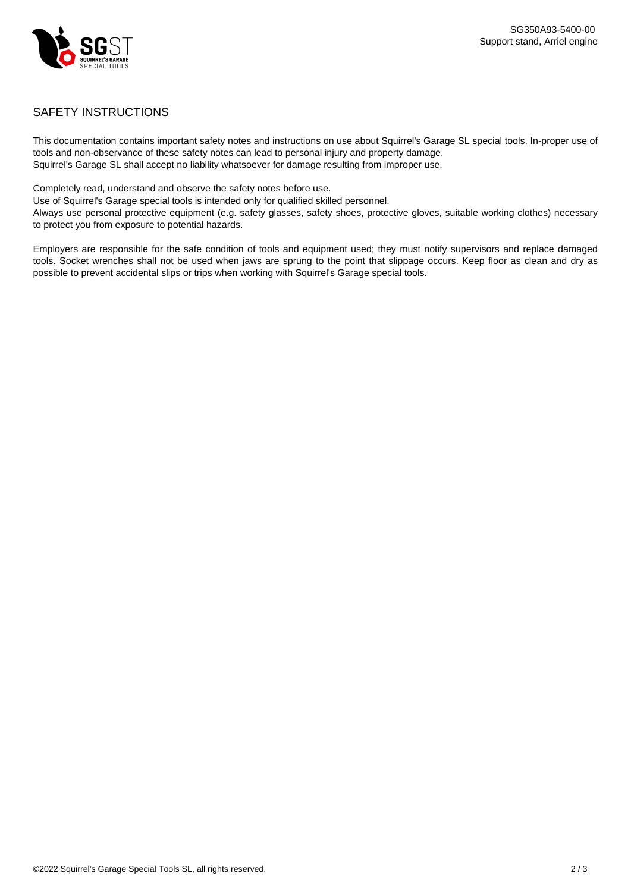## SAFETY INSTRUCTIONS

This documentation contains important safety notes and instructions on use about Squirrel's Garage SL special tools. In-proper use of tools and non-observance of these safety notes can lead to personal injury and property damage.
Squirrel's Garage SL shall accept no liability whatsoever for damage resulting from improper use.

Completely read, understand and observe the safety notes before use.
Use of Squirrel's Garage special tools is intended only for qualified skilled personnel.
Always use personal protective equipment (e.g. safety glasses, safety shoes, protective gloves, suitable working clothes) necessary to protect you from exposure to potential hazards.

Employers are responsible for the safe condition of tools and equipment used; they must notify supervisors and replace damaged tools. Socket wrenches shall not be used when jaws are sprung to the point that slippage occurs. Keep floor as clean and dry as possible to prevent accidental slips or trips when working with Squirrel's Garage special tools.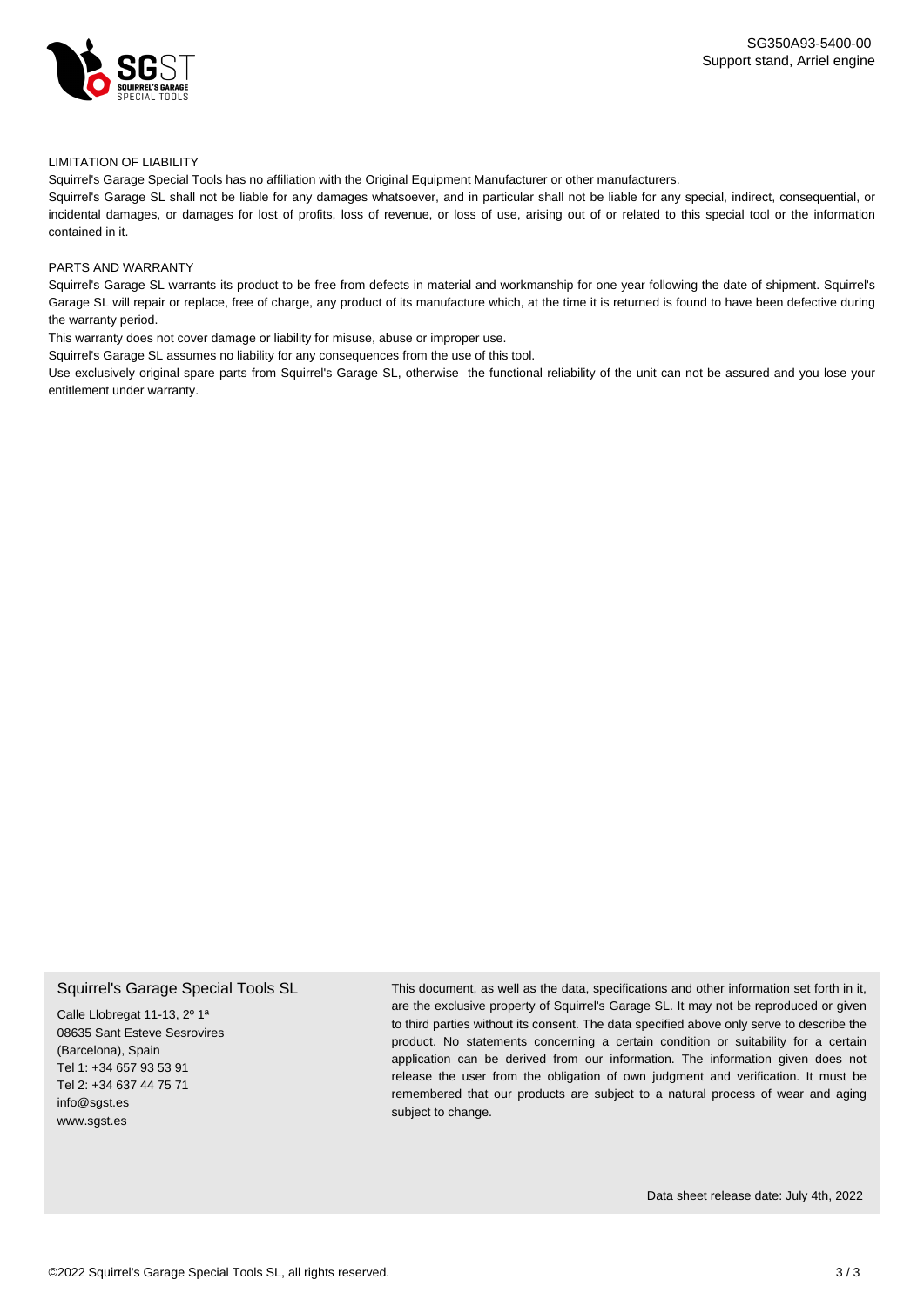## LIMITATION OF LIABILITY

Squirrel's Garage Special Tools has no affiliation with the Original Equipment Manufacturer or other manufacturers.

Squirrel's Garage SL shall not be liable for any damages whatsoever, and in particular shall not be liable for any special, indirect, consequential, or incidental damages, or damages for lost of profits, loss of revenue, or loss of use, arising out of or related to this special tool or the information contained in it.

## PARTS AND WARRANTY

Squirrel's Garage SL warrants its product to be free from defects in material and workmanship for one year following the date of shipment. Squirrel's Garage SL will repair or replace, free of charge, any product of its manufacture which, at the time it is returned is found to have been defective during the warranty period.

This warranty does not cover damage or liability for misuse, abuse or improper use.

Squirrel's Garage SL assumes no liability for any consequences from the use of this tool.

Use exclusively original spare parts from Squirrel's Garage SL, otherwise the functional reliability of the unit can not be assured and you lose your entitlement under warranty.

### Squirrel's Garage Special Tools SL

Calle Llobregat 11-13, 2º 1ª
08635 Sant Esteve Sesrovires
(Barcelona), Spain
Tel 1: +34 657 93 53 91
Tel 2: +34 637 44 75 71
info@sgst.es
www.sgst.es

This document, as well as the data, specifications and other information set forth in it, are the exclusive property of Squirrel's Garage SL. It may not be reproduced or given to third parties without its consent. The data specified above only serve to describe the product. No statements concerning a certain condition or suitability for a certain application can be derived from our information. The information given does not release the user from the obligation of own judgment and verification. It must be remembered that our products are subject to a natural process of wear and aging subject to change.

Data sheet release date: July 4th, 2022